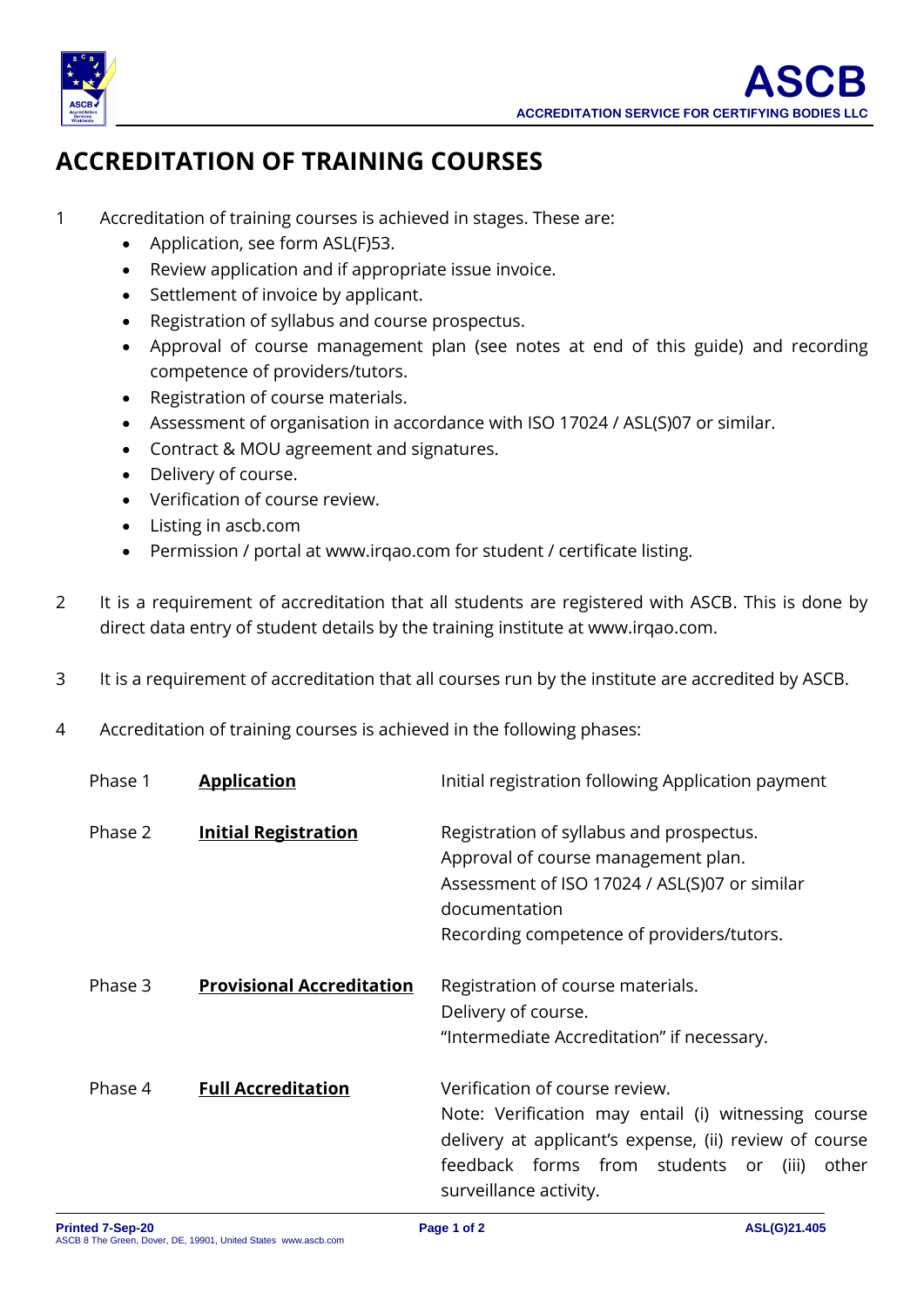# ACCREDITATION OF TRAINING COURSES

1. Accreditation of training courses is achieved in stages. These are:
   - Application, see form ASL(F)53.
   - Review application and if appropriate issue invoice.
   - Settlement of invoice by applicant.
   - Registration of syllabus and course prospectus.
   - Approval of course management plan (see notes at end of this guide) and recording competence of providers/tutors.
   - Registration of course materials.
   - Assessment of organisation in accordance with ISO 17024 / ASL(S)07 or similar.
   - Contract & MOU agreement and signatures.
   - Delivery of course.
   - Verification of course review.
   - Listing in ascb.com
   - Permission / portal at www.irqao.com for student / certificate listing.

2. It is a requirement of accreditation that all students are registered with ASCB. This is done by direct data entry of student details by the training institute at www.irqao.com.

3. It is a requirement of accreditation that all courses run by the institute are accredited by ASCB.

4. Accreditation of training courses is achieved in the following phases:

| | | |
|---|---|---|
| Phase 1 | **Application** | Initial registration following Application payment |
| Phase 2 | **Initial Registration** | Registration of syllabus and prospectus.<br>Approval of course management plan.<br>Assessment of ISO 17024 / ASL(S)07 or similar documentation<br>Recording competence of providers/tutors. |
| Phase 3 | **Provisional Accreditation** | Registration of course materials.<br>Delivery of course.<br>"Intermediate Accreditation" if necessary. |
| Phase 4 | **Full Accreditation** | Verification of course review.<br>Note: Verification may entail (i) witnessing course delivery at applicant's expense, (ii) review of course feedback forms from students or (iii) other surveillance activity. |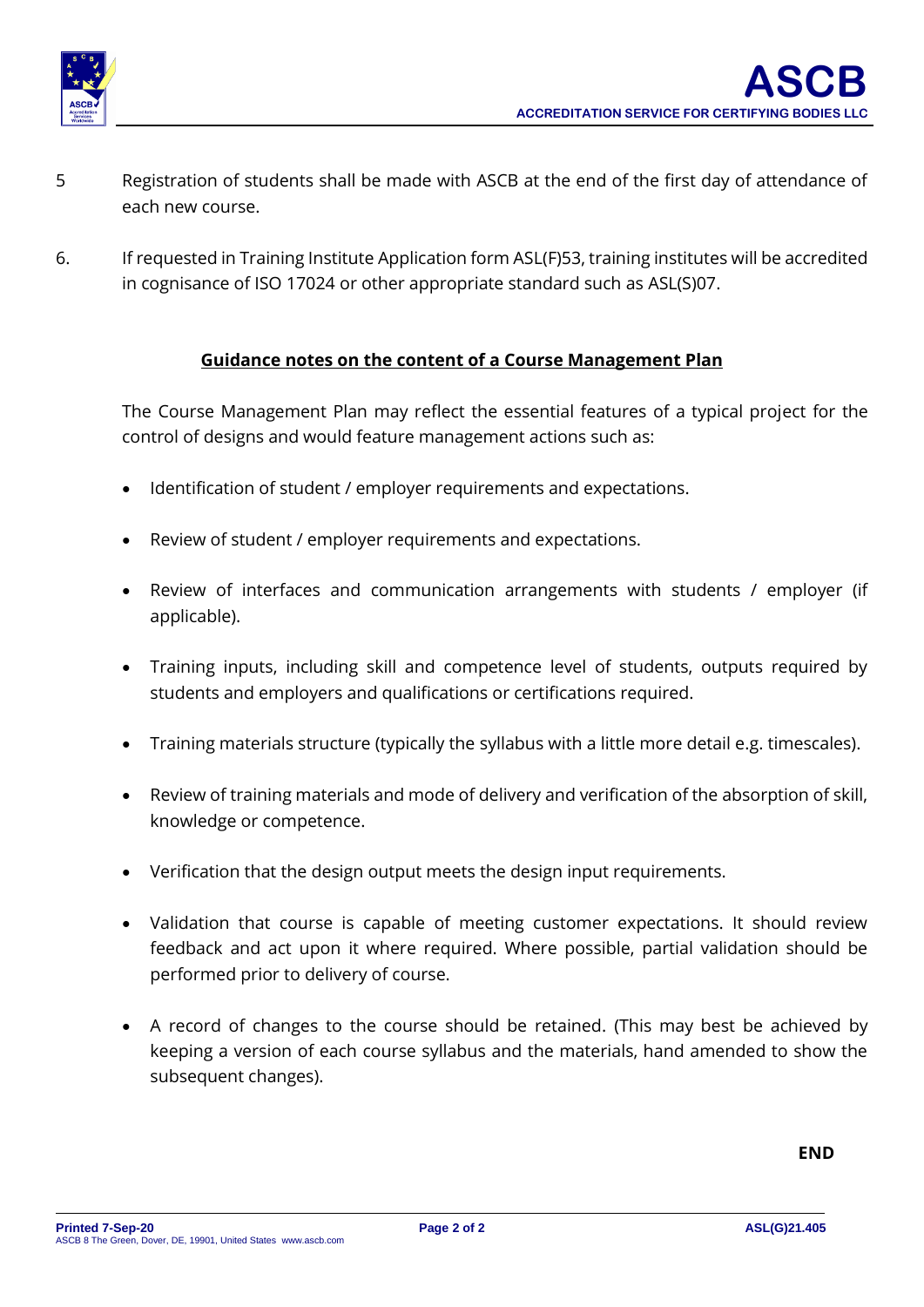5 Registration of students shall be made with ASCB at the end of the first day of attendance of each new course.

6. If requested in Training Institute Application form ASL(F)53, training institutes will be accredited in cognisance of ISO 17024 or other appropriate standard such as ASL(S)07.

## Guidance notes on the content of a Course Management Plan

The Course Management Plan may reflect the essential features of a typical project for the control of designs and would feature management actions such as:

- Identification of student / employer requirements and expectations.
- Review of student / employer requirements and expectations.
- Review of interfaces and communication arrangements with students / employer (if applicable).
- Training inputs, including skill and competence level of students, outputs required by students and employers and qualifications or certifications required.
- Training materials structure (typically the syllabus with a little more detail e.g. timescales).
- Review of training materials and mode of delivery and verification of the absorption of skill, knowledge or competence.
- Verification that the design output meets the design input requirements.
- Validation that course is capable of meeting customer expectations. It should review feedback and act upon it where required. Where possible, partial validation should be performed prior to delivery of course.
- A record of changes to the course should be retained. (This may best be achieved by keeping a version of each course syllabus and the materials, hand amended to show the subsequent changes).

**END**